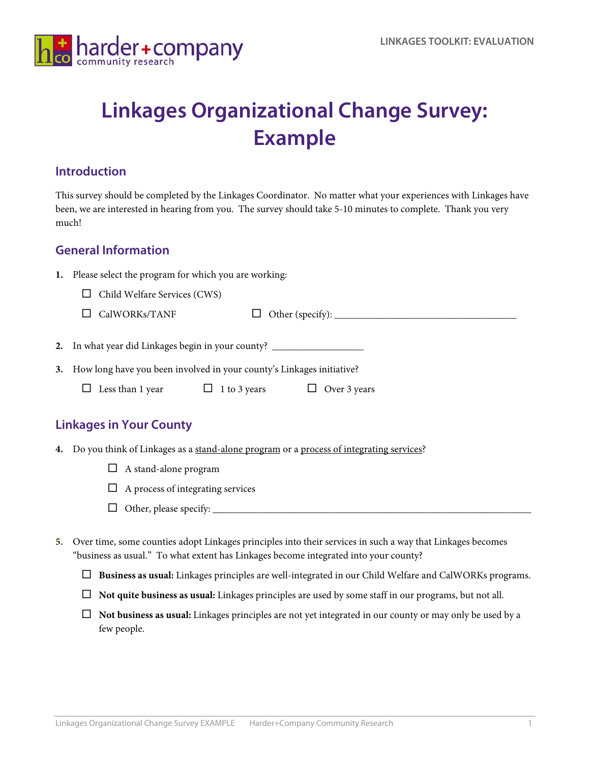# Linkages Organizational Change Survey: Example

## Introduction

This survey should be completed by the Linkages Coordinator. No matter what your experiences with Linkages have been, we are interested in hearing from you. The survey should take 5-10 minutes to complete. Thank you very much!

## General Information

**1.** Please select the program for which you are working:

- ☐ Child Welfare Services (CWS)
- ☐ CalWORKs/TANF
- ☐ Other (specify): ____________________________________

**2.** In what year did Linkages begin in your county? _________________

**3.** How long have you been involved in your county's Linkages initiative?

☐ Less than 1 year ☐ 1 to 3 years ☐ Over 3 years

## Linkages in Your County

**4.** Do you think of Linkages as a stand-alone program or a process of integrating services?

- ☐ A stand-alone program
- ☐ A process of integrating services
- ☐ Other, please specify: ____________________________________________________________

**5.** Over time, some counties adopt Linkages principles into their services in such a way that Linkages becomes "business as usual." To what extent has Linkages become integrated into your county?

- ☐ **Business as usual:** Linkages principles are well-integrated in our Child Welfare and CalWORKs programs.
- ☐ **Not quite business as usual:** Linkages principles are used by some staff in our programs, but not all.
- ☐ **Not business as usual:** Linkages principles are not yet integrated in our county or may only be used by a few people.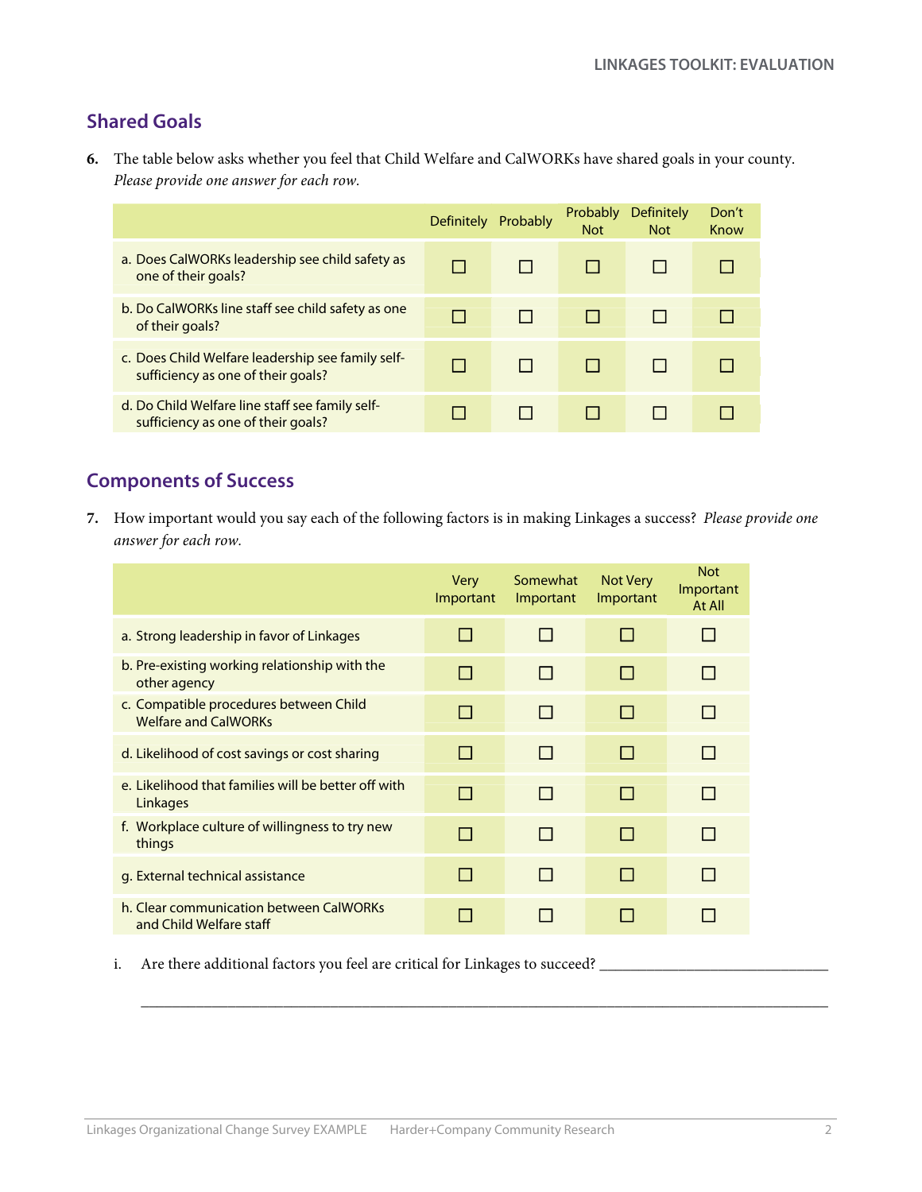## Shared Goals

**6.** The table below asks whether you feel that Child Welfare and CalWORKs have shared goals in your county. *Please provide one answer for each row.*

| | Definitely | Probably | Probably Not | Definitely Not | Don't Know |
|---|---|---|---|---|---|
| a. Does CalWORKs leadership see child safety as one of their goals? | ☐ | ☐ | ☐ | ☐ | ☐ |
| b. Do CalWORKs line staff see child safety as one of their goals? | ☐ | ☐ | ☐ | ☐ | ☐ |
| c. Does Child Welfare leadership see family self-sufficiency as one of their goals? | ☐ | ☐ | ☐ | ☐ | ☐ |
| d. Do Child Welfare line staff see family self-sufficiency as one of their goals? | ☐ | ☐ | ☐ | ☐ | ☐ |

## Components of Success

**7.** How important would you say each of the following factors is in making Linkages a success? *Please provide one answer for each row.*

| | Very Important | Somewhat Important | Not Very Important | Not Important At All |
|---|---|---|---|---|
| a. Strong leadership in favor of Linkages | ☐ | ☐ | ☐ | ☐ |
| b. Pre-existing working relationship with the other agency | ☐ | ☐ | ☐ | ☐ |
| c. Compatible procedures between Child Welfare and CalWORKs | ☐ | ☐ | ☐ | ☐ |
| d. Likelihood of cost savings or cost sharing | ☐ | ☐ | ☐ | ☐ |
| e. Likelihood that families will be better off with Linkages | ☐ | ☐ | ☐ | ☐ |
| f. Workplace culture of willingness to try new things | ☐ | ☐ | ☐ | ☐ |
| g. External technical assistance | ☐ | ☐ | ☐ | ☐ |
| h. Clear communication between CalWORKs and Child Welfare staff | ☐ | ☐ | ☐ | ☐ |

i. Are there additional factors you feel are critical for Linkages to succeed? ______________________________

____________________________________________________________________________________________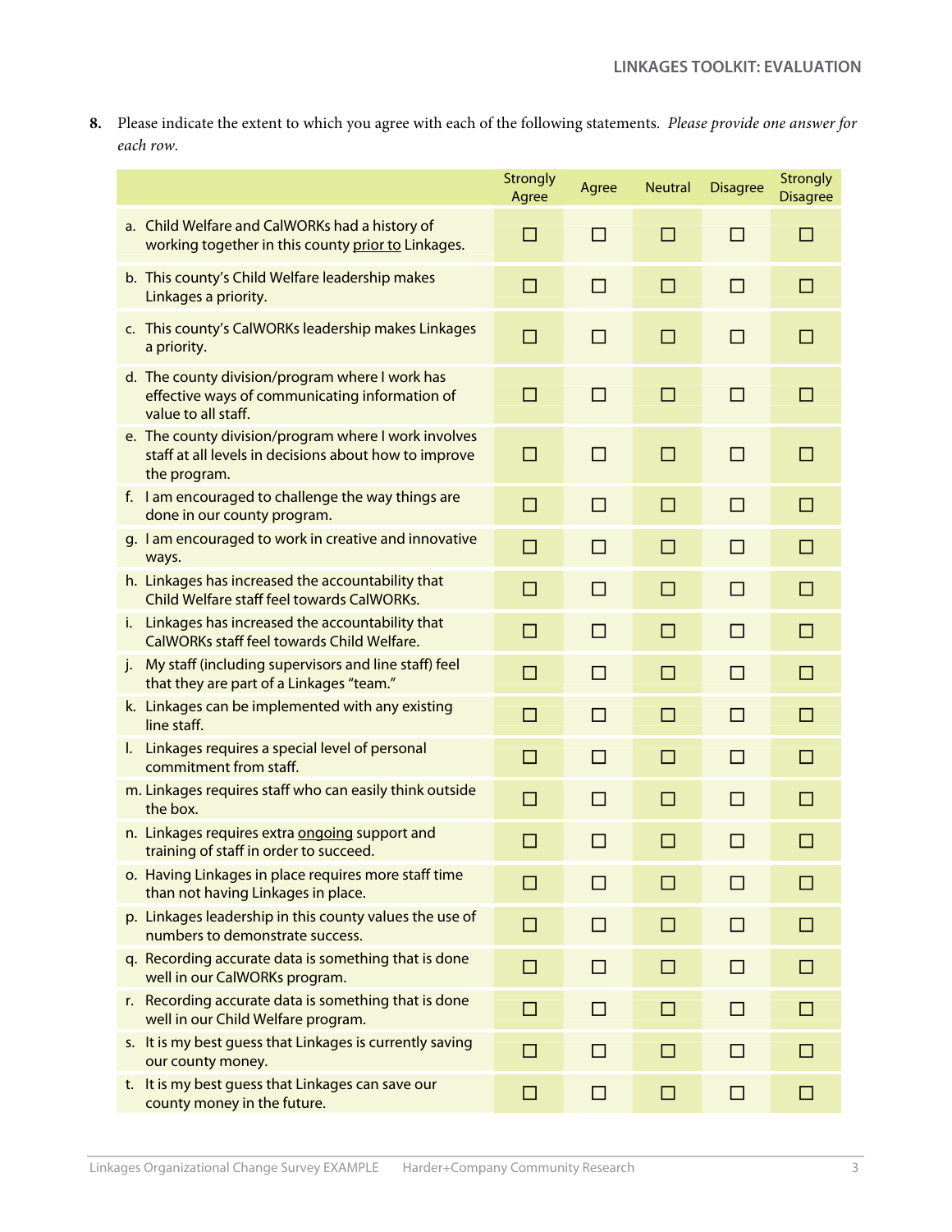**8.** Please indicate the extent to which you agree with each of the following statements. *Please provide one answer for each row.*

| | Strongly Agree | Agree | Neutral | Disagree | Strongly Disagree |
|---|---|---|---|---|---|
| a. Child Welfare and CalWORKs had a history of working together in this county prior to Linkages. | ☐ | ☐ | ☐ | ☐ | ☐ |
| b. This county's Child Welfare leadership makes Linkages a priority. | ☐ | ☐ | ☐ | ☐ | ☐ |
| c. This county's CalWORKs leadership makes Linkages a priority. | ☐ | ☐ | ☐ | ☐ | ☐ |
| d. The county division/program where I work has effective ways of communicating information of value to all staff. | ☐ | ☐ | ☐ | ☐ | ☐ |
| e. The county division/program where I work involves staff at all levels in decisions about how to improve the program. | ☐ | ☐ | ☐ | ☐ | ☐ |
| f. I am encouraged to challenge the way things are done in our county program. | ☐ | ☐ | ☐ | ☐ | ☐ |
| g. I am encouraged to work in creative and innovative ways. | ☐ | ☐ | ☐ | ☐ | ☐ |
| h. Linkages has increased the accountability that Child Welfare staff feel towards CalWORKs. | ☐ | ☐ | ☐ | ☐ | ☐ |
| i. Linkages has increased the accountability that CalWORKs staff feel towards Child Welfare. | ☐ | ☐ | ☐ | ☐ | ☐ |
| j. My staff (including supervisors and line staff) feel that they are part of a Linkages "team." | ☐ | ☐ | ☐ | ☐ | ☐ |
| k. Linkages can be implemented with any existing line staff. | ☐ | ☐ | ☐ | ☐ | ☐ |
| l. Linkages requires a special level of personal commitment from staff. | ☐ | ☐ | ☐ | ☐ | ☐ |
| m. Linkages requires staff who can easily think outside the box. | ☐ | ☐ | ☐ | ☐ | ☐ |
| n. Linkages requires extra ongoing support and training of staff in order to succeed. | ☐ | ☐ | ☐ | ☐ | ☐ |
| o. Having Linkages in place requires more staff time than not having Linkages in place. | ☐ | ☐ | ☐ | ☐ | ☐ |
| p. Linkages leadership in this county values the use of numbers to demonstrate success. | ☐ | ☐ | ☐ | ☐ | ☐ |
| q. Recording accurate data is something that is done well in our CalWORKs program. | ☐ | ☐ | ☐ | ☐ | ☐ |
| r. Recording accurate data is something that is done well in our Child Welfare program. | ☐ | ☐ | ☐ | ☐ | ☐ |
| s. It is my best guess that Linkages is currently saving our county money. | ☐ | ☐ | ☐ | ☐ | ☐ |
| t. It is my best guess that Linkages can save our county money in the future. | ☐ | ☐ | ☐ | ☐ | ☐ |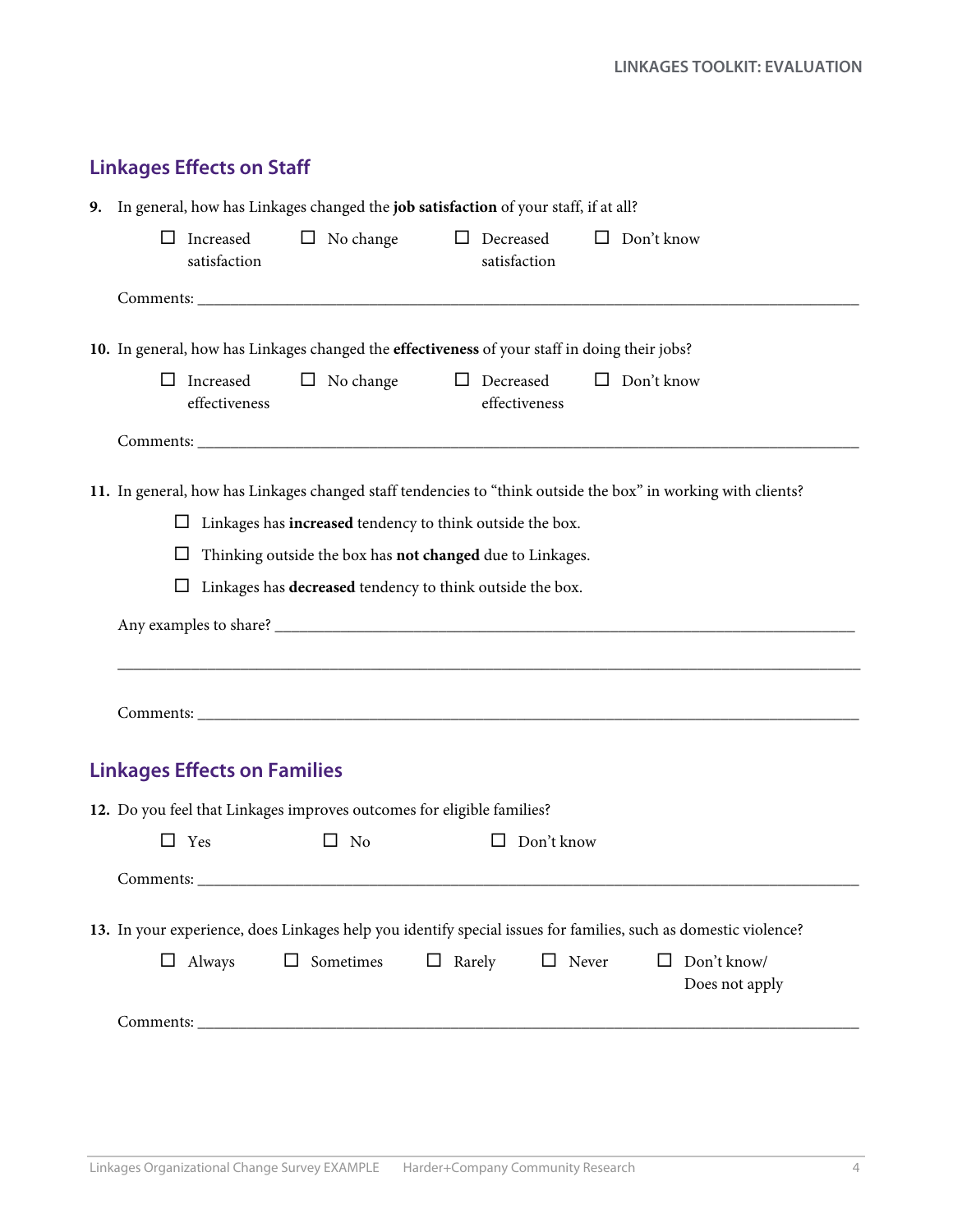## Linkages Effects on Staff

**9.** In general, how has Linkages changed the **job satisfaction** of your staff, if at all?

☐ Increased satisfaction ☐ No change ☐ Decreased satisfaction ☐ Don't know

Comments: ___________________________________________________________________________

**10.** In general, how has Linkages changed the **effectiveness** of your staff in doing their jobs?

☐ Increased effectiveness ☐ No change ☐ Decreased effectiveness ☐ Don't know

Comments: ___________________________________________________________________________

**11.** In general, how has Linkages changed staff tendencies to "think outside the box" in working with clients?

☐ Linkages has **increased** tendency to think outside the box.

☐ Thinking outside the box has **not changed** due to Linkages.

☐ Linkages has **decreased** tendency to think outside the box.

Any examples to share? ______________________________________________________________________

_____________________________________________________________________________________

Comments: ___________________________________________________________________________

## Linkages Effects on Families

**12.** Do you feel that Linkages improves outcomes for eligible families?

☐ Yes ☐ No ☐ Don't know

Comments: ___________________________________________________________________________

**13.** In your experience, does Linkages help you identify special issues for families, such as domestic violence?

☐ Always ☐ Sometimes ☐ Rarely ☐ Never ☐ Don't know/ Does not apply

Comments: ___________________________________________________________________________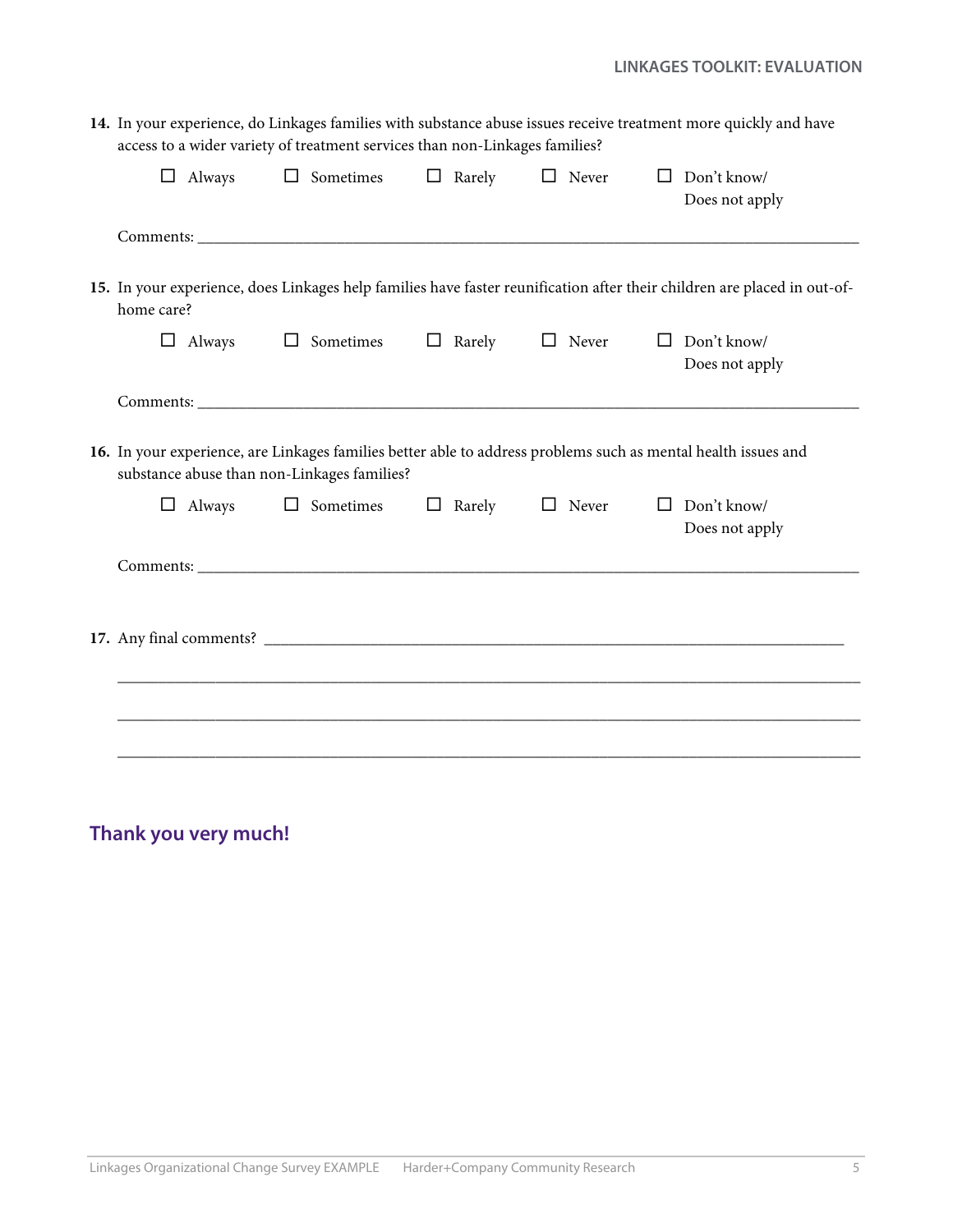**14.** In your experience, do Linkages families with substance abuse issues receive treatment more quickly and have access to a wider variety of treatment services than non-Linkages families?

☐ Always ☐ Sometimes ☐ Rarely ☐ Never ☐ Don't know/ Does not apply

Comments: ______________________________________________________________________________

**15.** In your experience, does Linkages help families have faster reunification after their children are placed in out-of-home care?

☐ Always ☐ Sometimes ☐ Rarely ☐ Never ☐ Don't know/ Does not apply

Comments: ______________________________________________________________________________

**16.** In your experience, are Linkages families better able to address problems such as mental health issues and substance abuse than non-Linkages families?

☐ Always ☐ Sometimes ☐ Rarely ☐ Never ☐ Don't know/ Does not apply

Comments: ______________________________________________________________________________

**17.** Any final comments? ______________________________________________________________________

______________________________________________________________________________________

______________________________________________________________________________________

______________________________________________________________________________________

## Thank you very much!